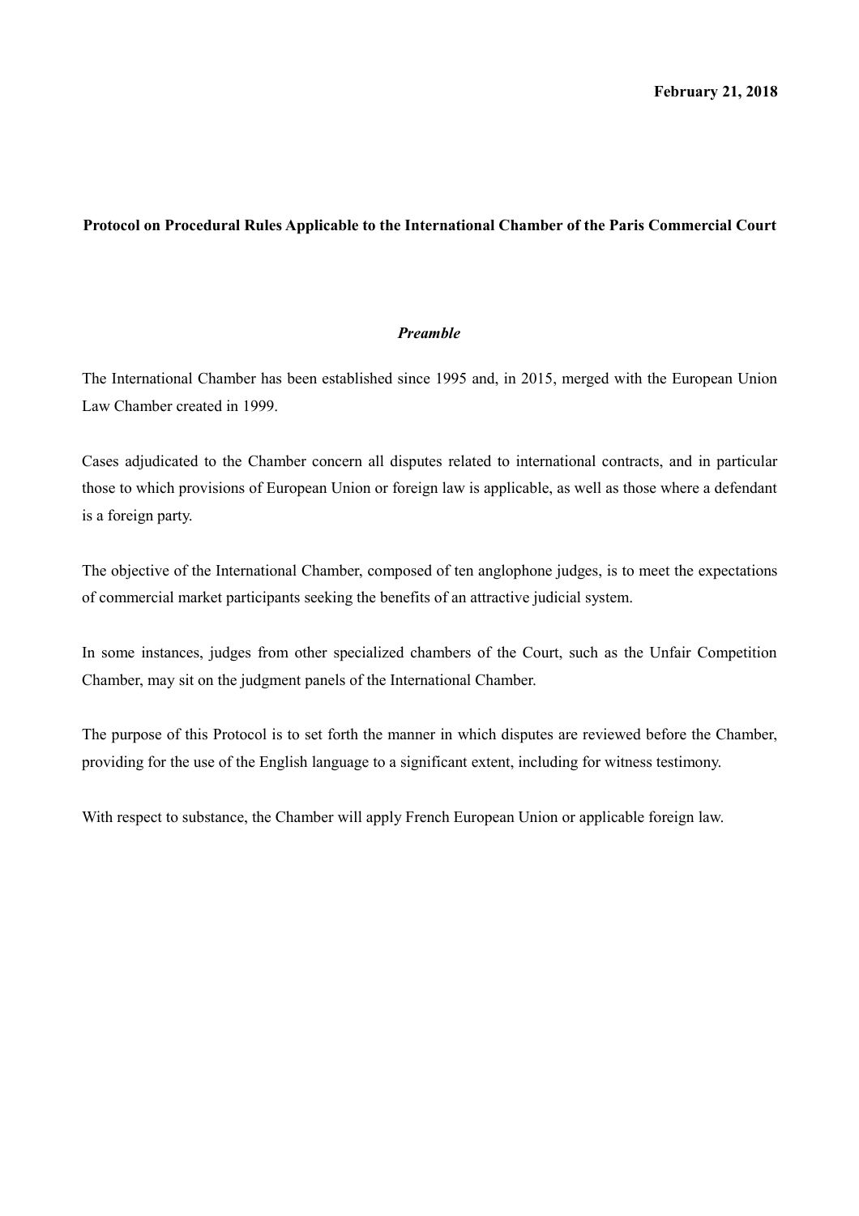**February 21, 2018**

# Protocol on Procedural Rules Applicable to the International Chamber of the Paris Commercial Court

## *Preamble*

The International Chamber has been established since 1995 and, in 2015, merged with the European Union Law Chamber created in 1999.

Cases adjudicated to the Chamber concern all disputes related to international contracts, and in particular those to which provisions of European Union or foreign law is applicable, as well as those where a defendant is a foreign party.

The objective of the International Chamber, composed of ten anglophone judges, is to meet the expectations of commercial market participants seeking the benefits of an attractive judicial system.

In some instances, judges from other specialized chambers of the Court, such as the Unfair Competition Chamber, may sit on the judgment panels of the International Chamber.

The purpose of this Protocol is to set forth the manner in which disputes are reviewed before the Chamber, providing for the use of the English language to a significant extent, including for witness testimony.

With respect to substance, the Chamber will apply French European Union or applicable foreign law.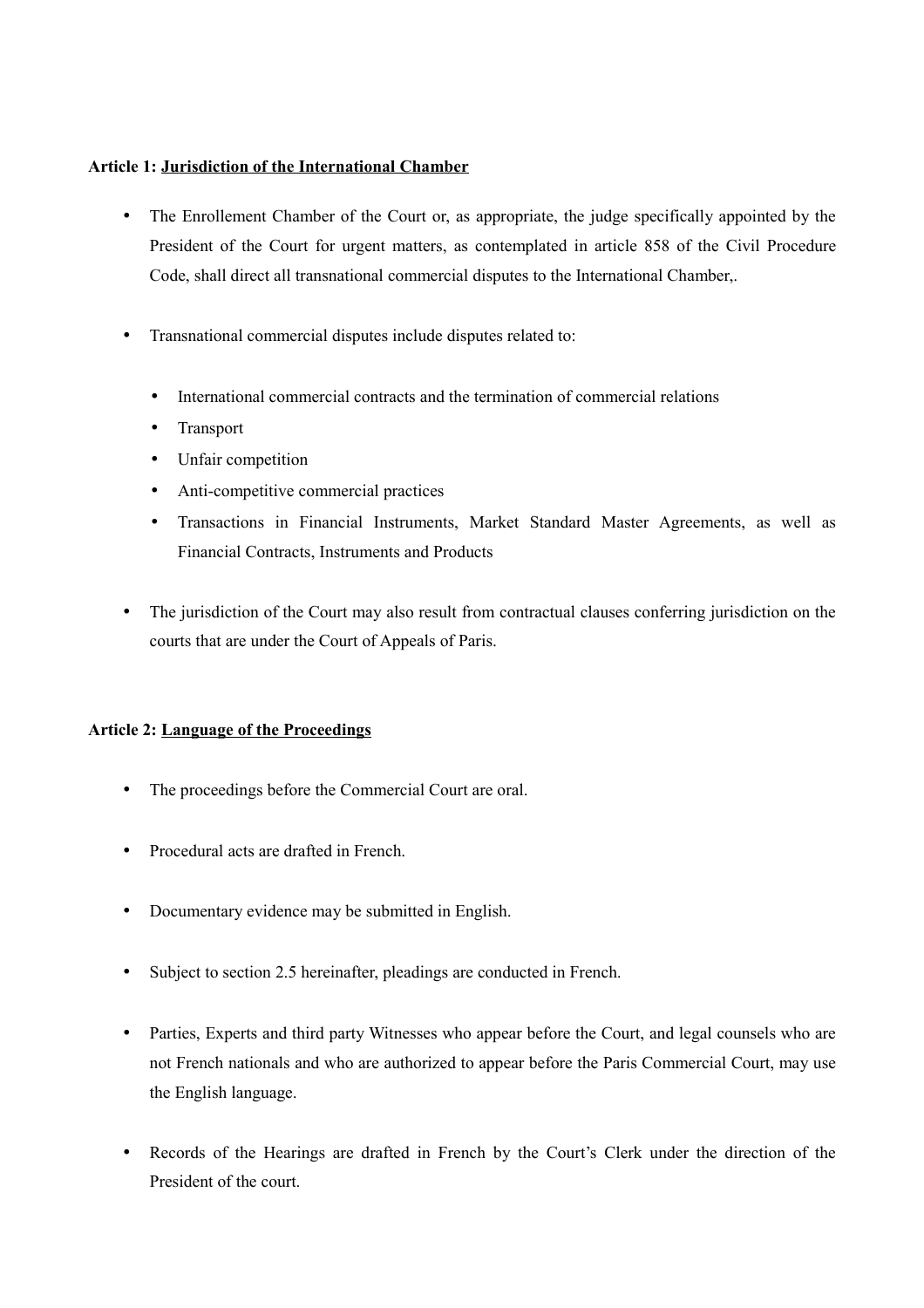**Article 1: Jurisdiction of the International Chamber**

- The Enrollement Chamber of the Court or, as appropriate, the judge specifically appointed by the President of the Court for urgent matters, as contemplated in article 858 of the Civil Procedure Code, shall direct all transnational commercial disputes to the International Chamber,.

- Transnational commercial disputes include disputes related to:

  - International commercial contracts and the termination of commercial relations
  - Transport
  - Unfair competition
  - Anti-competitive commercial practices
  - Transactions in Financial Instruments, Market Standard Master Agreements, as well as Financial Contracts, Instruments and Products

- The jurisdiction of the Court may also result from contractual clauses conferring jurisdiction on the courts that are under the Court of Appeals of Paris.

**Article 2: Language of the Proceedings**

- The proceedings before the Commercial Court are oral.

- Procedural acts are drafted in French.

- Documentary evidence may be submitted in English.

- Subject to section 2.5 hereinafter, pleadings are conducted in French.

- Parties, Experts and third party Witnesses who appear before the Court, and legal counsels who are not French nationals and who are authorized to appear before the Paris Commercial Court, may use the English language.

- Records of the Hearings are drafted in French by the Court's Clerk under the direction of the President of the court.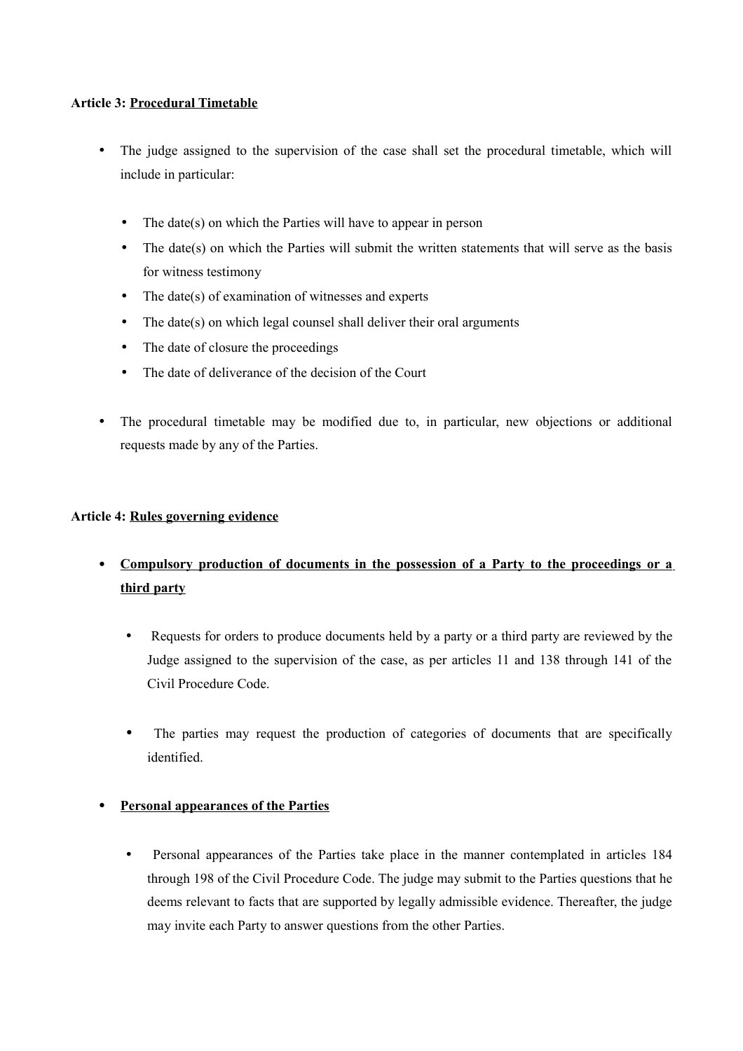**Article 3: Procedural Timetable**

- The judge assigned to the supervision of the case shall set the procedural timetable, which will include in particular:

  - The date(s) on which the Parties will have to appear in person
  - The date(s) on which the Parties will submit the written statements that will serve as the basis for witness testimony
  - The date(s) of examination of witnesses and experts
  - The date(s) on which legal counsel shall deliver their oral arguments
  - The date of closure the proceedings
  - The date of deliverance of the decision of the Court

- The procedural timetable may be modified due to, in particular, new objections or additional requests made by any of the Parties.

**Article 4: Rules governing evidence**

- **Compulsory production of documents in the possession of a Party to the proceedings or a third party**

  - Requests for orders to produce documents held by a party or a third party are reviewed by the Judge assigned to the supervision of the case, as per articles 11 and 138 through 141 of the Civil Procedure Code.

  - The parties may request the production of categories of documents that are specifically identified.

- **Personal appearances of the Parties**

  - Personal appearances of the Parties take place in the manner contemplated in articles 184 through 198 of the Civil Procedure Code. The judge may submit to the Parties questions that he deems relevant to facts that are supported by legally admissible evidence. Thereafter, the judge may invite each Party to answer questions from the other Parties.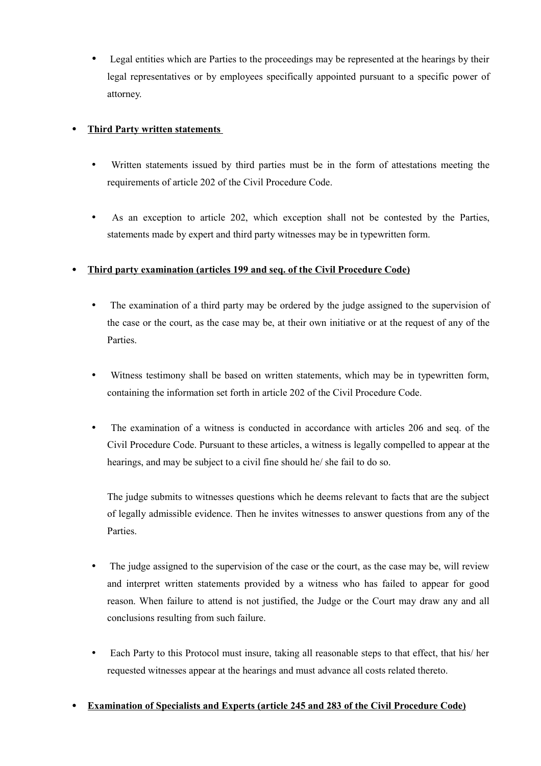- Legal entities which are Parties to the proceedings may be represented at the hearings by their legal representatives or by employees specifically appointed pursuant to a specific power of attorney.

- **Third Party written statements**

  - Written statements issued by third parties must be in the form of attestations meeting the requirements of article 202 of the Civil Procedure Code.

  - As an exception to article 202, which exception shall not be contested by the Parties, statements made by expert and third party witnesses may be in typewritten form.

- **Third party examination (articles 199 and seq. of the Civil Procedure Code)**

  - The examination of a third party may be ordered by the judge assigned to the supervision of the case or the court, as the case may be, at their own initiative or at the request of any of the Parties.

  - Witness testimony shall be based on written statements, which may be in typewritten form, containing the information set forth in article 202 of the Civil Procedure Code.

  - The examination of a witness is conducted in accordance with articles 206 and seq. of the Civil Procedure Code. Pursuant to these articles, a witness is legally compelled to appear at the hearings, and may be subject to a civil fine should he/ she fail to do so.

    The judge submits to witnesses questions which he deems relevant to facts that are the subject of legally admissible evidence. Then he invites witnesses to answer questions from any of the Parties.

  - The judge assigned to the supervision of the case or the court, as the case may be, will review and interpret written statements provided by a witness who has failed to appear for good reason. When failure to attend is not justified, the Judge or the Court may draw any and all conclusions resulting from such failure.

  - Each Party to this Protocol must insure, taking all reasonable steps to that effect, that his/ her requested witnesses appear at the hearings and must advance all costs related thereto.

- **Examination of Specialists and Experts (article 245 and 283 of the Civil Procedure Code)**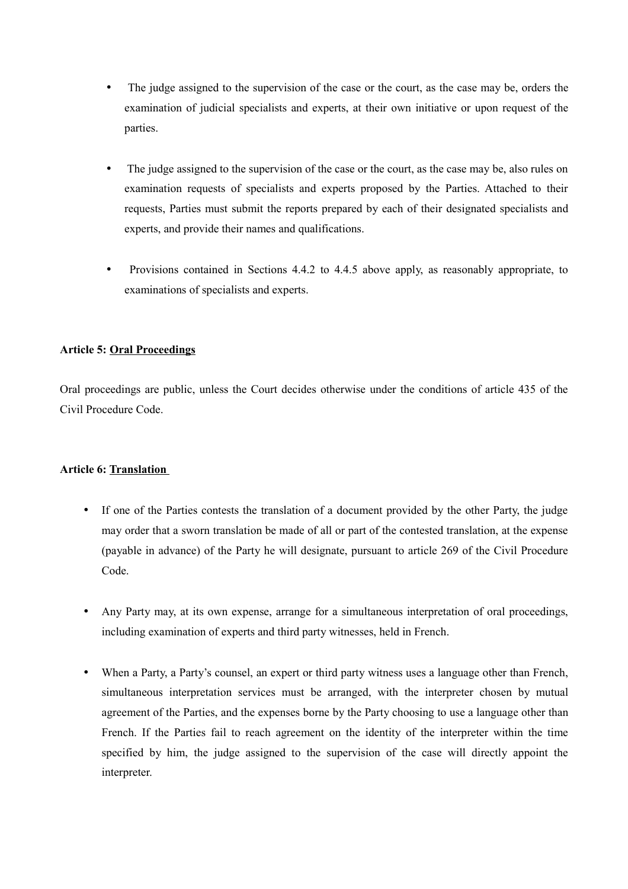- The judge assigned to the supervision of the case or the court, as the case may be, orders the examination of judicial specialists and experts, at their own initiative or upon request of the parties.

- The judge assigned to the supervision of the case or the court, as the case may be, also rules on examination requests of specialists and experts proposed by the Parties. Attached to their requests, Parties must submit the reports prepared by each of their designated specialists and experts, and provide their names and qualifications.

- Provisions contained in Sections 4.4.2 to 4.4.5 above apply, as reasonably appropriate, to examinations of specialists and experts.

**Article 5: <u>Oral Proceedings</u>**

Oral proceedings are public, unless the Court decides otherwise under the conditions of article 435 of the Civil Procedure Code.

**Article 6: <u>Translation</u>**

- If one of the Parties contests the translation of a document provided by the other Party, the judge may order that a sworn translation be made of all or part of the contested translation, at the expense (payable in advance) of the Party he will designate, pursuant to article 269 of the Civil Procedure Code.

- Any Party may, at its own expense, arrange for a simultaneous interpretation of oral proceedings, including examination of experts and third party witnesses, held in French.

- When a Party, a Party's counsel, an expert or third party witness uses a language other than French, simultaneous interpretation services must be arranged, with the interpreter chosen by mutual agreement of the Parties, and the expenses borne by the Party choosing to use a language other than French. If the Parties fail to reach agreement on the identity of the interpreter within the time specified by him, the judge assigned to the supervision of the case will directly appoint the interpreter.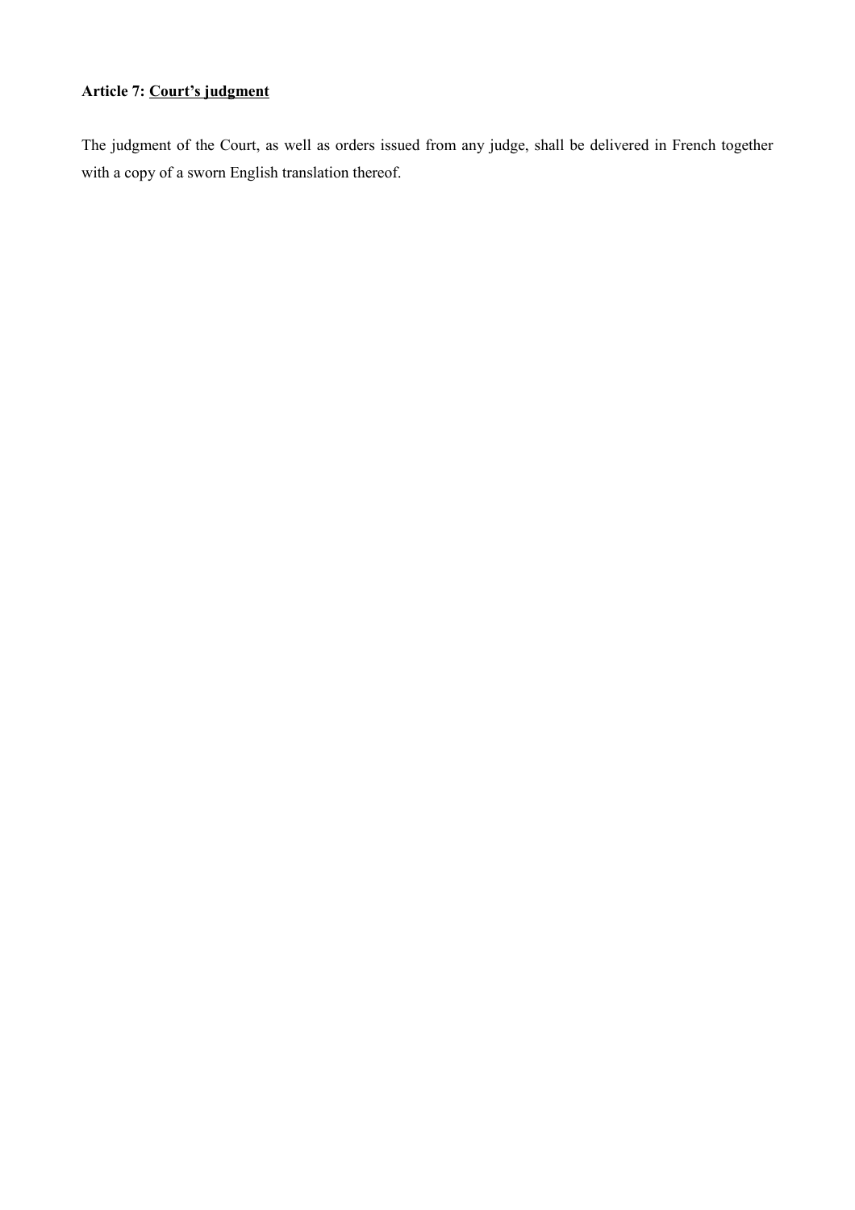**Article 7: <u>Court's judgment</u>**

The judgment of the Court, as well as orders issued from any judge, shall be delivered in French together with a copy of a sworn English translation thereof.